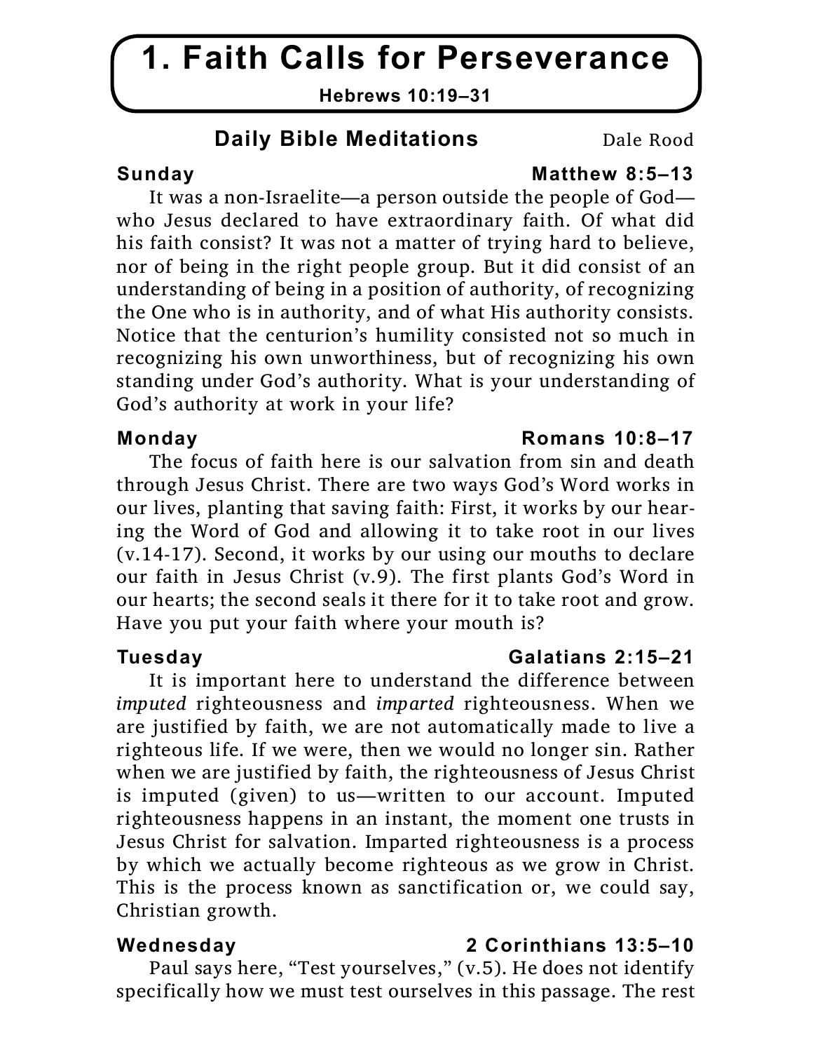# 1. Faith Calls for Perseverance

**Hebrews 10:19–31**

## Daily Bible Meditations

Dale Rood

### Sunday — Matthew 8:5–13

It was a non-Israelite—a person outside the people of God—who Jesus declared to have extraordinary faith. Of what did his faith consist? It was not a matter of trying hard to believe, nor of being in the right people group. But it did consist of an understanding of being in a position of authority, of recognizing the One who is in authority, and of what His authority consists. Notice that the centurion's humility consisted not so much in recognizing his own unworthiness, but of recognizing his own standing under God's authority. What is your understanding of God's authority at work in your life?

### Monday — Romans 10:8–17

The focus of faith here is our salvation from sin and death through Jesus Christ. There are two ways God's Word works in our lives, planting that saving faith: First, it works by our hearing the Word of God and allowing it to take root in our lives (v.14-17). Second, it works by our using our mouths to declare our faith in Jesus Christ (v.9). The first plants God's Word in our hearts; the second seals it there for it to take root and grow. Have you put your faith where your mouth is?

### Tuesday — Galatians 2:15–21

It is important here to understand the difference between *imputed* righteousness and *imparted* righteousness. When we are justified by faith, we are not automatically made to live a righteous life. If we were, then we would no longer sin. Rather when we are justified by faith, the righteousness of Jesus Christ is imputed (given) to us—written to our account. Imputed righteousness happens in an instant, the moment one trusts in Jesus Christ for salvation. Imparted righteousness is a process by which we actually become righteous as we grow in Christ. This is the process known as sanctification or, we could say, Christian growth.

### Wednesday — 2 Corinthians 13:5–10

Paul says here, "Test yourselves," (v.5). He does not identify specifically how we must test ourselves in this passage. The rest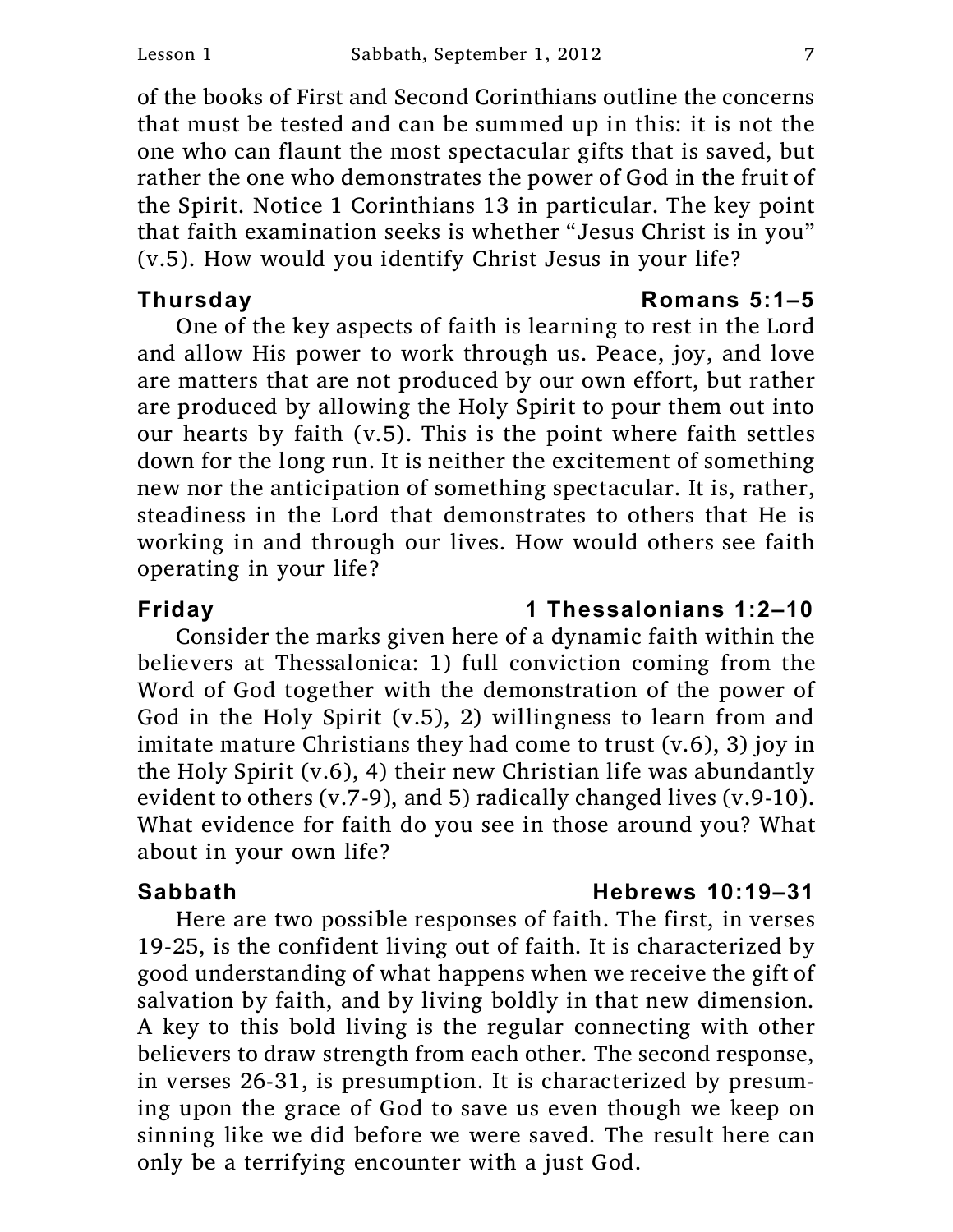of the books of First and Second Corinthians outline the concerns that must be tested and can be summed up in this: it is not the one who can flaunt the most spectacular gifts that is saved, but rather the one who demonstrates the power of God in the fruit of the Spirit. Notice 1 Corinthians 13 in particular. The key point that faith examination seeks is whether "Jesus Christ is in you" (v.5). How would you identify Christ Jesus in your life?

**Thursday** **Romans 5:1–5**

One of the key aspects of faith is learning to rest in the Lord and allow His power to work through us. Peace, joy, and love are matters that are not produced by our own effort, but rather are produced by allowing the Holy Spirit to pour them out into our hearts by faith (v.5). This is the point where faith settles down for the long run. It is neither the excitement of something new nor the anticipation of something spectacular. It is, rather, steadiness in the Lord that demonstrates to others that He is working in and through our lives. How would others see faith operating in your life?

**Friday** **1 Thessalonians 1:2–10**

Consider the marks given here of a dynamic faith within the believers at Thessalonica: 1) full conviction coming from the Word of God together with the demonstration of the power of God in the Holy Spirit (v.5), 2) willingness to learn from and imitate mature Christians they had come to trust (v.6), 3) joy in the Holy Spirit (v.6), 4) their new Christian life was abundantly evident to others (v.7-9), and 5) radically changed lives (v.9-10). What evidence for faith do you see in those around you? What about in your own life?

**Sabbath** **Hebrews 10:19–31**

Here are two possible responses of faith. The first, in verses 19-25, is the confident living out of faith. It is characterized by good understanding of what happens when we receive the gift of salvation by faith, and by living boldly in that new dimension. A key to this bold living is the regular connecting with other believers to draw strength from each other. The second response, in verses 26-31, is presumption. It is characterized by presuming upon the grace of God to save us even though we keep on sinning like we did before we were saved. The result here can only be a terrifying encounter with a just God.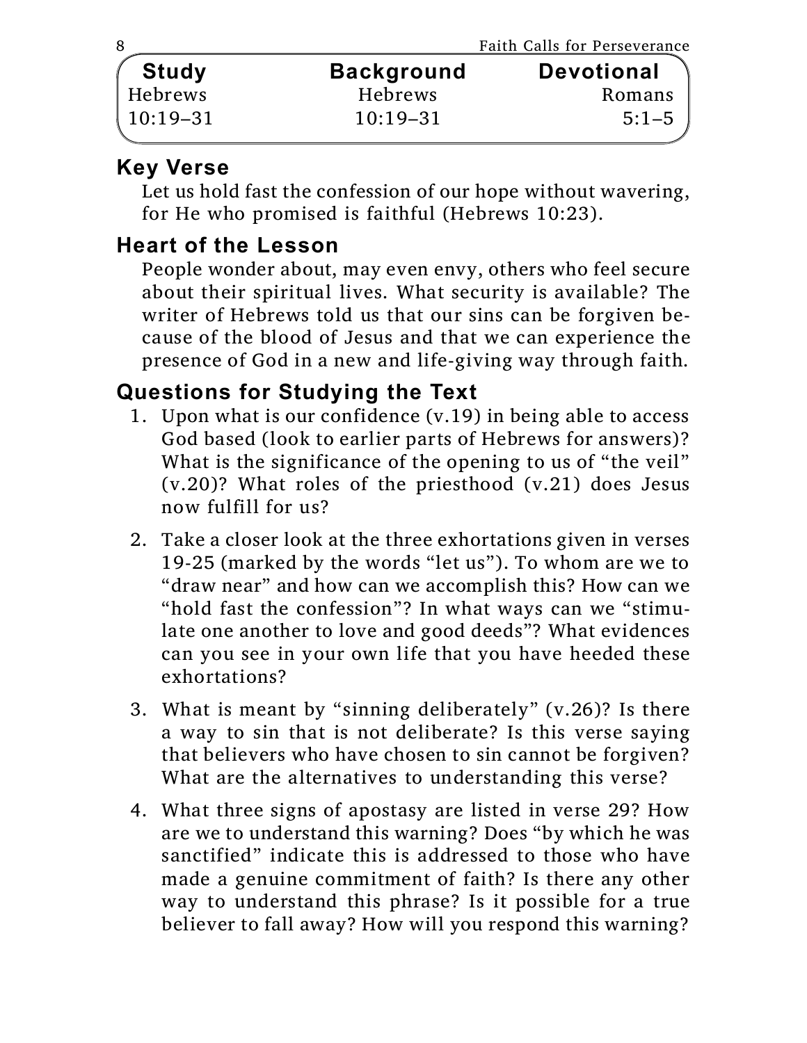| Study | Background | Devotional |
|---|---|---|
| Hebrews 10:19–31 | Hebrews 10:19–31 | Romans 5:1–5 |

## Key Verse

Let us hold fast the confession of our hope without wavering, for He who promised is faithful (Hebrews 10:23).

## Heart of the Lesson

People wonder about, may even envy, others who feel secure about their spiritual lives. What security is available? The writer of Hebrews told us that our sins can be forgiven because of the blood of Jesus and that we can experience the presence of God in a new and life-giving way through faith.

## Questions for Studying the Text

1. Upon what is our confidence (v.19) in being able to access God based (look to earlier parts of Hebrews for answers)? What is the significance of the opening to us of "the veil" (v.20)? What roles of the priesthood (v.21) does Jesus now fulfill for us?

2. Take a closer look at the three exhortations given in verses 19-25 (marked by the words "let us"). To whom are we to "draw near" and how can we accomplish this? How can we "hold fast the confession"? In what ways can we "stimulate one another to love and good deeds"? What evidences can you see in your own life that you have heeded these exhortations?

3. What is meant by "sinning deliberately" (v.26)? Is there a way to sin that is not deliberate? Is this verse saying that believers who have chosen to sin cannot be forgiven? What are the alternatives to understanding this verse?

4. What three signs of apostasy are listed in verse 29? How are we to understand this warning? Does "by which he was sanctified" indicate this is addressed to those who have made a genuine commitment of faith? Is there any other way to understand this phrase? Is it possible for a true believer to fall away? How will you respond this warning?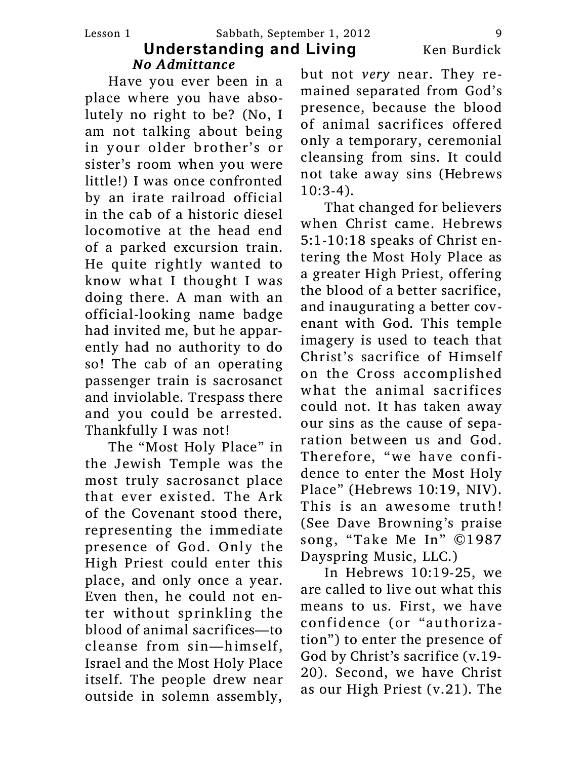## Understanding and Living

Ken Burdick

### *No Admittance*

Have you ever been in a place where you have absolutely no right to be? (No, I am not talking about being in your older brother's or sister's room when you were little!) I was once confronted by an irate railroad official in the cab of a historic diesel locomotive at the head end of a parked excursion train. He quite rightly wanted to know what I thought I was doing there. A man with an official-looking name badge had invited me, but he apparently had no authority to do so! The cab of an operating passenger train is sacrosanct and inviolable. Trespass there and you could be arrested. Thankfully I was not!

The "Most Holy Place" in the Jewish Temple was the most truly sacrosanct place that ever existed. The Ark of the Covenant stood there, representing the immediate presence of God. Only the High Priest could enter this place, and only once a year. Even then, he could not enter without sprinkling the blood of animal sacrifices—to cleanse from sin—himself, Israel and the Most Holy Place itself. The people drew near outside in solemn assembly, but not *very* near. They remained separated from God's presence, because the blood of animal sacrifices offered only a temporary, ceremonial cleansing from sins. It could not take away sins (Hebrews 10:3-4).

That changed for believers when Christ came. Hebrews 5:1-10:18 speaks of Christ entering the Most Holy Place as a greater High Priest, offering the blood of a better sacrifice, and inaugurating a better covenant with God. This temple imagery is used to teach that Christ's sacrifice of Himself on the Cross accomplished what the animal sacrifices could not. It has taken away our sins as the cause of separation between us and God. Therefore, "we have confidence to enter the Most Holy Place" (Hebrews 10:19, NIV). This is an awesome truth! (See Dave Browning's praise song, "Take Me In" ©1987 Dayspring Music, LLC.)

In Hebrews 10:19-25, we are called to live out what this means to us. First, we have confidence (or "authorization") to enter the presence of God by Christ's sacrifice (v.19-20). Second, we have Christ as our High Priest (v.21). The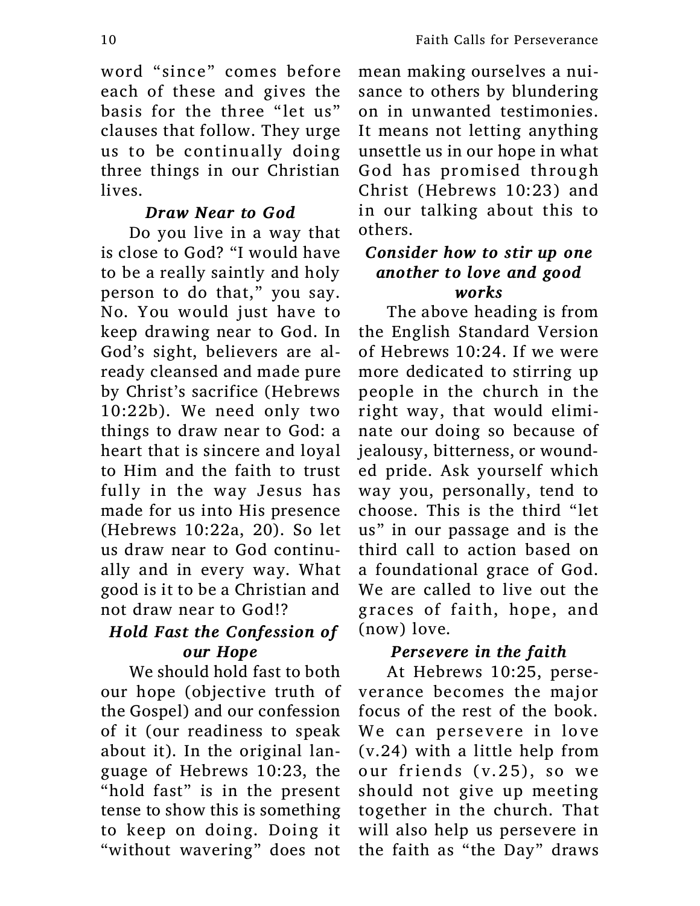word "since" comes before each of these and gives the basis for the three "let us" clauses that follow. They urge us to be continually doing three things in our Christian lives.

### *Draw Near to God*

Do you live in a way that is close to God? "I would have to be a really saintly and holy person to do that," you say. No. You would just have to keep drawing near to God. In God's sight, believers are already cleansed and made pure by Christ's sacrifice (Hebrews 10:22b). We need only two things to draw near to God: a heart that is sincere and loyal to Him and the faith to trust fully in the way Jesus has made for us into His presence (Hebrews 10:22a, 20). So let us draw near to God continually and in every way. What good is it to be a Christian and not draw near to God!?

### *Hold Fast the Confession of our Hope*

We should hold fast to both our hope (objective truth of the Gospel) and our confession of it (our readiness to speak about it). In the original language of Hebrews 10:23, the "hold fast" is in the present tense to show this is something to keep on doing. Doing it "without wavering" does not mean making ourselves a nuisance to others by blundering on in unwanted testimonies. It means not letting anything unsettle us in our hope in what God has promised through Christ (Hebrews 10:23) and in our talking about this to others.

### *Consider how to stir up one another to love and good works*

The above heading is from the English Standard Version of Hebrews 10:24. If we were more dedicated to stirring up people in the church in the right way, that would eliminate our doing so because of jealousy, bitterness, or wounded pride. Ask yourself which way you, personally, tend to choose. This is the third "let us" in our passage and is the third call to action based on a foundational grace of God. We are called to live out the graces of faith, hope, and (now) love.

### *Persevere in the faith*

At Hebrews 10:25, perseverance becomes the major focus of the rest of the book. We can persevere in love (v.24) with a little help from our friends (v.25), so we should not give up meeting together in the church. That will also help us persevere in the faith as "the Day" draws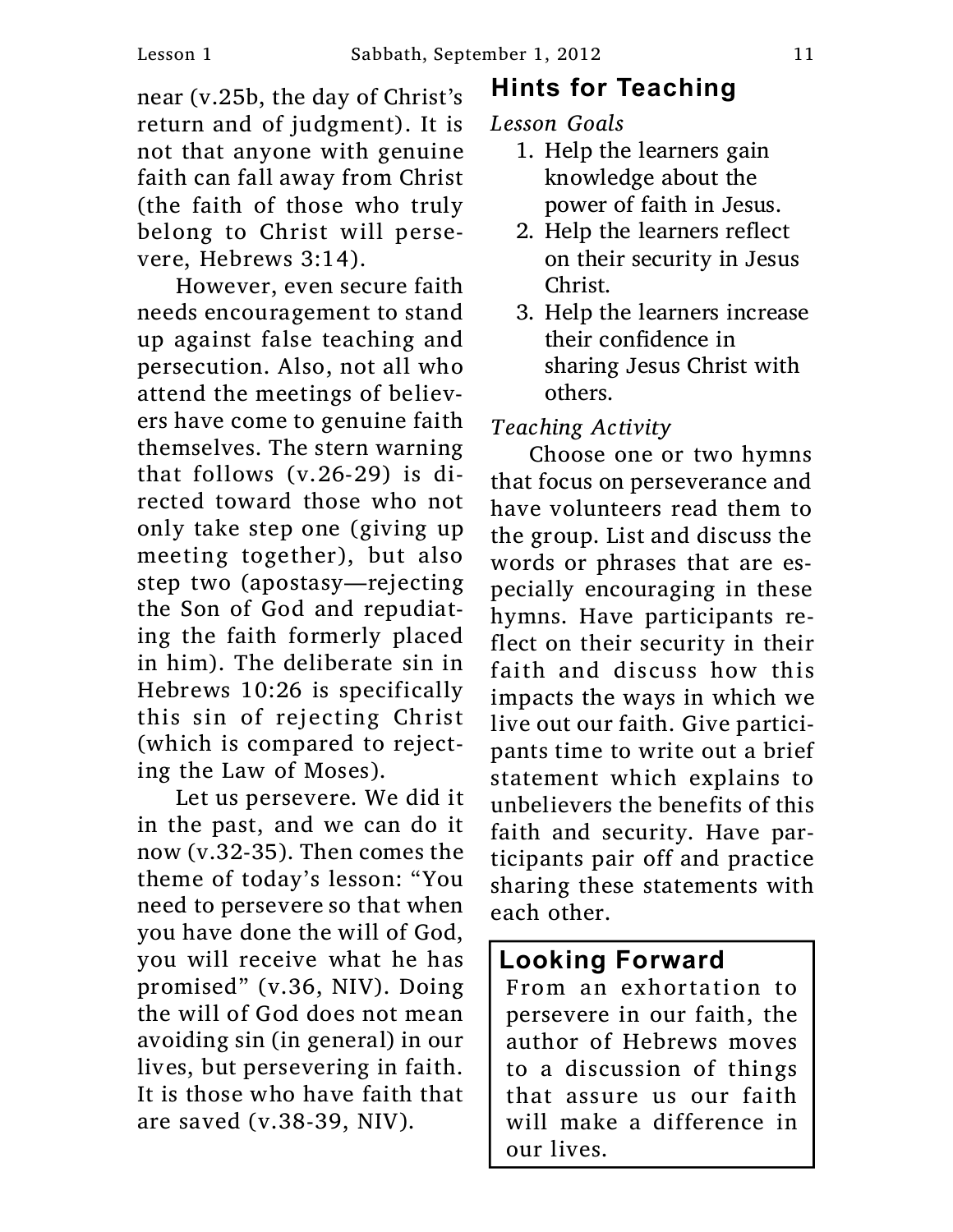near (v.25b, the day of Christ's return and of judgment). It is not that anyone with genuine faith can fall away from Christ (the faith of those who truly belong to Christ will persevere, Hebrews 3:14).

However, even secure faith needs encouragement to stand up against false teaching and persecution. Also, not all who attend the meetings of believers have come to genuine faith themselves. The stern warning that follows (v.26-29) is directed toward those who not only take step one (giving up meeting together), but also step two (apostasy—rejecting the Son of God and repudiating the faith formerly placed in him). The deliberate sin in Hebrews 10:26 is specifically this sin of rejecting Christ (which is compared to rejecting the Law of Moses).

Let us persevere. We did it in the past, and we can do it now (v.32-35). Then comes the theme of today's lesson: "You need to persevere so that when you have done the will of God, you will receive what he has promised" (v.36, NIV). Doing the will of God does not mean avoiding sin (in general) in our lives, but persevering in faith. It is those who have faith that are saved (v.38-39, NIV).

## Hints for Teaching

*Lesson Goals*

1. Help the learners gain knowledge about the power of faith in Jesus.
2. Help the learners reflect on their security in Jesus Christ.
3. Help the learners increase their confidence in sharing Jesus Christ with others.

*Teaching Activity*

Choose one or two hymns that focus on perseverance and have volunteers read them to the group. List and discuss the words or phrases that are especially encouraging in these hymns. Have participants reflect on their security in their faith and discuss how this impacts the ways in which we live out our faith. Give participants time to write out a brief statement which explains to unbelievers the benefits of this faith and security. Have participants pair off and practice sharing these statements with each other.

## Looking Forward

From an exhortation to persevere in our faith, the author of Hebrews moves to a discussion of things that assure us our faith will make a difference in our lives.